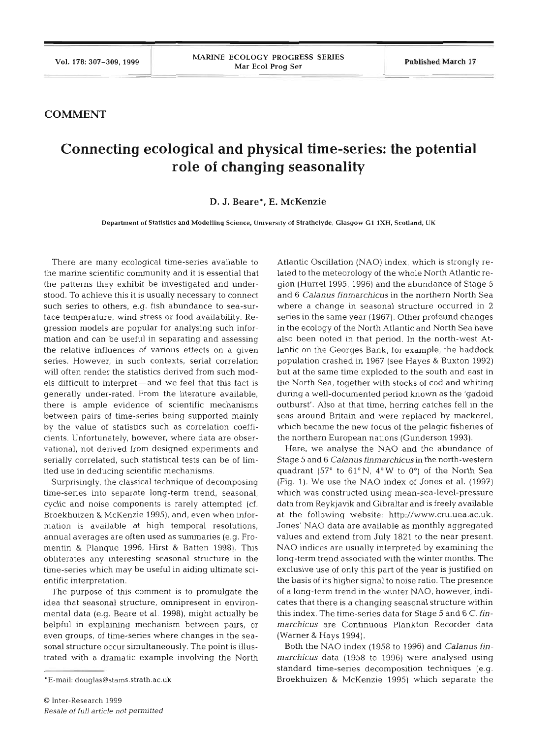COMMENT

# Connecting ecological and physical time-series: the potential role of changing seasonality

D. J. Beare*, E. McKenzie

Department of Statistics and Modelling Science, University of Strathclyde, Glasgow G1 1XH, Scotland, UK

There are many ecological time-series available to the marine scientific community and it is essential that the patterns they exhibit be investigated and understood. To achieve this it is usually necessary to connect such series to others, e.g. fish abundance to sea-surface temperature, wind stress or food availability. Regression models are popular for analysing such information and can be useful in separating and assessing the relative influences of various effects on a given series. However, in such contexts, serial correlation will often render the statistics derived from such models difficult to interpret—and we feel that this fact is generally under-rated. From the literature available, there is ample evidence of scientific mechanisms between pairs of time-series being supported mainly by the value of statistics such as correlation coefficients. Unfortunately, however, where data are observational, not derived from designed experiments and serially correlated, such statistical tests can be of limited use in deducing scientific mechanisms.

Surprisingly, the classical technique of decomposing time-series into separate long-term trend, seasonal, cyclic and noise components is rarely attempted (cf. Broekhuizen & McKenzie 1995), and, even when information is available at high temporal resolutions, annual averages are often used as summaries (e.g. Fromentin & Planque 1996, Hirst & Batten 1998). This obliterates any interesting seasonal structure in the time-series which may be useful in aiding ultimate scientific interpretation.

The purpose of this comment is to promulgate the idea that seasonal structure, omnipresent in environmental data (e.g. Beare et al. 1998), might actually be helpful in explaining mechanism between pairs, or even groups, of time-series where changes in the seasonal structure occur simultaneously. The point is illustrated with a dramatic example involving the North Atlantic Oscillation (NAO) index, which is strongly related to the meteorology of the whole North Atlantic region (Hurrel 1995, 1996) and the abundance of Stage 5 and 6 *Calanus finmarchicus* in the northern North Sea where a change in seasonal structure occurred in 2 series in the same year (1967). Other profound changes in the ecology of the North Atlantic and North Sea have also been noted in that period. In the north-west Atlantic on the Georges Bank, for example, the haddock population crashed in 1967 (see Hayes & Buxton 1992) but at the same time exploded to the south and east in the North Sea, together with stocks of cod and whiting during a well-documented period known as the 'gadoid outburst'. Also at that time, herring catches fell in the seas around Britain and were replaced by mackerel, which became the new focus of the pelagic fisheries of the northern European nations (Gunderson 1993).

Here, we analyse the NAO and the abundance of Stage 5 and 6 *Calanus finmarchicus* in the north-western quadrant (57° to 61° N, 4° W to 0°) of the North Sea (Fig. 1). We use the NAO index of Jones et al. (1997) which was constructed using mean-sea-level-pressure data from Reykjavik and Gibraltar and is freely available at the following website: http://www.cru.uea.ac.uk. Jones' NAO data are available as monthly aggregated values and extend from July 1821 to the near present. NAO indices are usually interpreted by examining the long-term trend associated with the winter months. The exclusive use of only this part of the year is justified on the basis of its higher signal to noise ratio. The presence of a long-term trend in the winter NAO, however, indicates that there is a changing seasonal structure within this index. The time-series data for Stage 5 and 6 *C. finmarchicus* are Continuous Plankton Recorder data (Warner & Hays 1994).

Both the NAO index (1958 to 1996) and *Calanus finmarchicus* data (1958 to 1996) were analysed using standard time-series decomposition techniques (e.g. Broekhuizen & McKenzie 1995) which separate the

*E-mail: douglas@stams.strath.ac.uk

© Inter-Research 1999
*Resale of full article not permitted*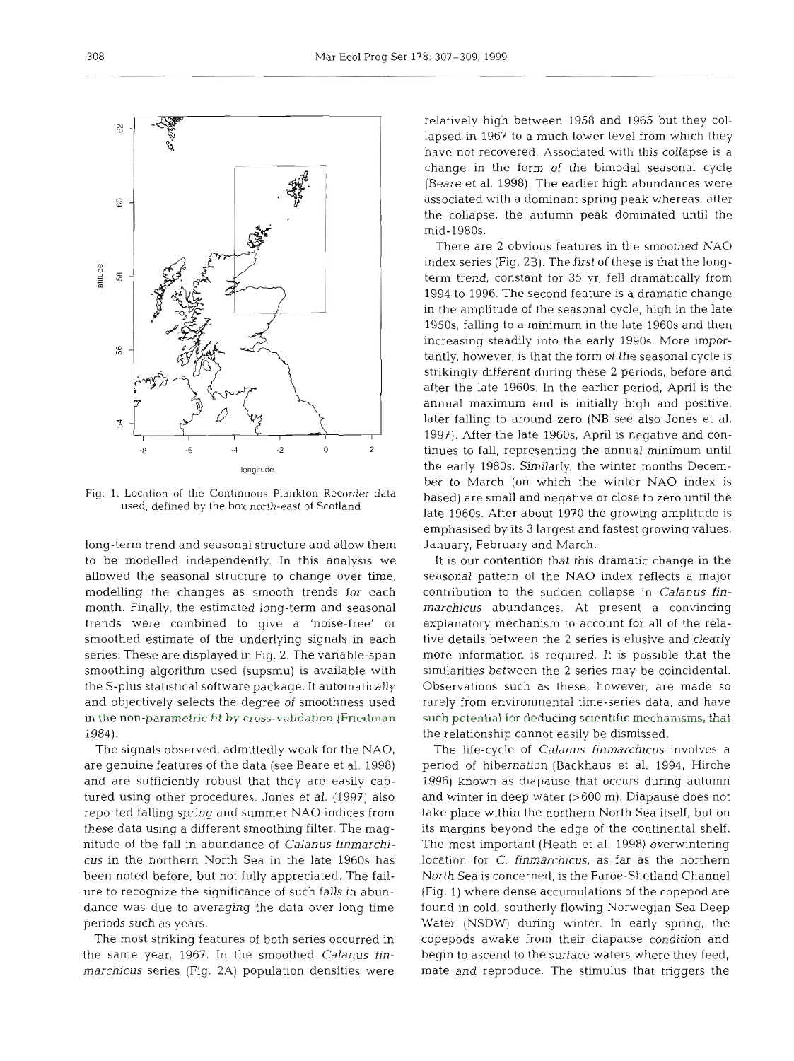Fig. 1. Location of the Continuous Plankton Recorder data used, defined by the box north-east of Scotland

long-term trend and seasonal structure and allow them to be modelled independently. In this analysis we allowed the seasonal structure to change over time, modelling the changes as smooth trends for each month. Finally, the estimated long-term and seasonal trends were combined to give a 'noise-free' or smoothed estimate of the underlying signals in each series. These are displayed in Fig. 2. The variable-span smoothing algorithm used (supsmu) is available with the S-plus statistical software package. It automatically and objectively selects the degree of smoothness used in the non-parametric fit by cross-validation (Friedman 1984).

The signals observed, admittedly weak for the NAO, are genuine features of the data (see Beare et al. 1998) and are sufficiently robust that they are easily captured using other procedures. Jones et al. (1997) also reported falling spring and summer NAO indices from these data using a different smoothing filter. The magnitude of the fall in abundance of *Calanus finmarchicus* in the northern North Sea in the late 1960s has been noted before, but not fully appreciated. The failure to recognize the significance of such falls in abundance was due to averaging the data over long time periods such as years.

The most striking features of both series occurred in the same year, 1967. In the smoothed *Calanus finmarchicus* series (Fig. 2A) population densities were relatively high between 1958 and 1965 but they collapsed in 1967 to a much lower level from which they have not recovered. Associated with this collapse is a change in the form of the bimodal seasonal cycle (Beare et al. 1998). The earlier high abundances were associated with a dominant spring peak whereas, after the collapse, the autumn peak dominated until the mid-1980s.

There are 2 obvious features in the smoothed NAO index series (Fig. 2B). The first of these is that the long-term trend, constant for 35 yr, fell dramatically from 1994 to 1996. The second feature is a dramatic change in the amplitude of the seasonal cycle, high in the late 1950s, falling to a minimum in the late 1960s and then increasing steadily into the early 1990s. More importantly, however, is that the form of the seasonal cycle is strikingly different during these 2 periods, before and after the late 1960s. In the earlier period, April is the annual maximum and is initially high and positive, later falling to around zero (NB see also Jones et al. 1997). After the late 1960s, April is negative and continues to fall, representing the annual minimum until the early 1980s. Similarly, the winter months December to March (on which the winter NAO index is based) are small and negative or close to zero until the late 1960s. After about 1970 the growing amplitude is emphasised by its 3 largest and fastest growing values, January, February and March.

It is our contention that this dramatic change in the seasonal pattern of the NAO index reflects a major contribution to the sudden collapse in *Calanus finmarchicus* abundances. At present a convincing explanatory mechanism to account for all of the relative details between the 2 series is elusive and clearly more information is required. It is possible that the similarities between the 2 series may be coincidental. Observations such as these, however, are made so rarely from environmental time-series data, and have such potential for deducing scientific mechanisms, that the relationship cannot easily be dismissed.

The life-cycle of *Calanus finmarchicus* involves a period of hibernation (Backhaus et al. 1994, Hirche 1996) known as diapause that occurs during autumn and winter in deep water (>600 m). Diapause does not take place within the northern North Sea itself, but on its margins beyond the edge of the continental shelf. The most important (Heath et al. 1998) overwintering location for *C. finmarchicus*, as far as the northern North Sea is concerned, is the Faroe-Shetland Channel (Fig. 1) where dense accumulations of the copepod are found in cold, southerly flowing Norwegian Sea Deep Water (NSDW) during winter. In early spring, the copepods awake from their diapause condition and begin to ascend to the surface waters where they feed, mate and reproduce. The stimulus that triggers the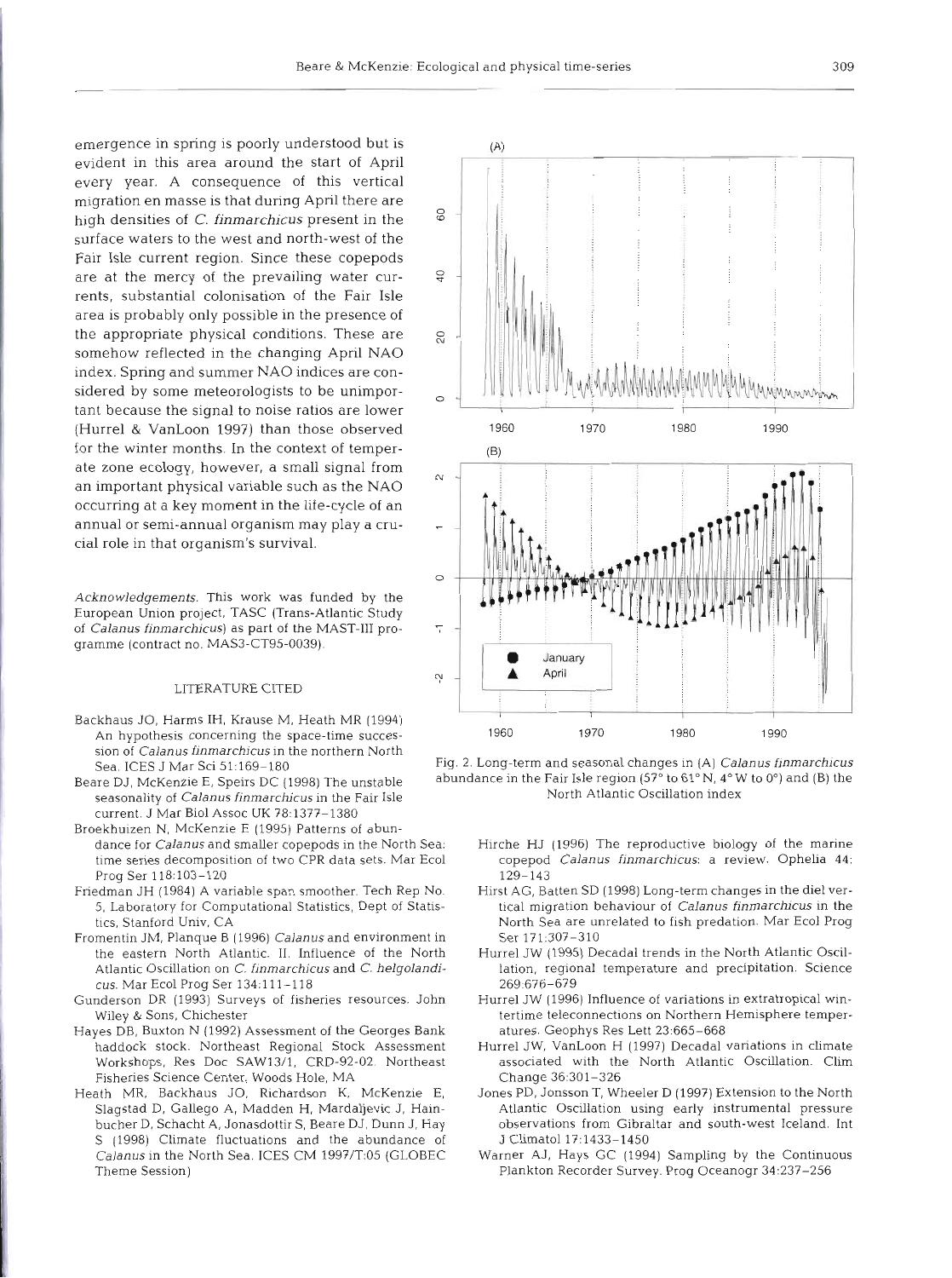emergence in spring is poorly understood but is evident in this area around the start of April every year. A consequence of this vertical migration en masse is that during April there are high densities of *C. finmarchicus* present in the surface waters to the west and north-west of the Fair Isle current region. Since these copepods are at the mercy of the prevailing water currents, substantial colonisation of the Fair Isle area is probably only possible in the presence of the appropriate physical conditions. These are somehow reflected in the changing April NAO index. Spring and summer NAO indices are considered by some meteorologists to be unimportant because the signal to noise ratios are lower (Hurrel & VanLoon 1997) than those observed for the winter months. In the context of temperate zone ecology, however, a small signal from an important physical variable such as the NAO occurring at a key moment in the life-cycle of an annual or semi-annual organism may play a crucial role in that organism's survival.

*Acknowledgements.* This work was funded by the European Union project, TASC (Trans-Atlantic Study of *Calanus finmarchicus*) as part of the MAST-III programme (contract no. MAS3-CT95-0039).

(A)

0
20
40
60

1960 1970 1980 1990

(B)

-2
-1
0
1
2

January
April

1960 1970 1980 1990

Fig. 2. Long-term and seasonal changes in (A) *Calanus finmarchicus* abundance in the Fair Isle region (57° to 61° N, 4° W to 0°) and (B) the North Atlantic Oscillation index

## LITERATURE CITED

Backhaus JO, Harms IH, Krause M, Heath MR (1994) An hypothesis concerning the space-time succession of *Calanus finmarchicus* in the northern North Sea. ICES J Mar Sci 51:169–180

Beare DJ, McKenzie E, Speirs DC (1998) The unstable seasonality of *Calanus finmarchicus* in the Fair Isle current. J Mar Biol Assoc UK 78:1377–1380

Broekhuizen N, McKenzie E (1995) Patterns of abundance for *Calanus* and smaller copepods in the North Sea: time series decomposition of two CPR data sets. Mar Ecol Prog Ser 118:103–120

Friedman JH (1984) A variable span smoother. Tech Rep No. 5, Laboratory for Computational Statistics, Dept of Statistics, Stanford Univ, CA

Fromentin JM, Planque B (1996) *Calanus* and environment in the eastern North Atlantic. II. Influence of the North Atlantic Oscillation on *C. finmarchicus* and *C. helgolandicus*. Mar Ecol Prog Ser 134:111–118

Gunderson DR (1993) Surveys of fisheries resources. John Wiley & Sons, Chichester

Hayes DB, Buxton N (1992) Assessment of the Georges Bank haddock stock. Northeast Regional Stock Assessment Workshops, Res Doc SAW13/1, CRD-92-02. Northeast Fisheries Science Center, Woods Hole, MA

Heath MR, Backhaus JO, Richardson K, McKenzie E, Slagstad D, Gallego A, Madden H, Mardaljevic J, Hainbucher D, Schacht A, Jonasdottir S, Beare DJ, Dunn J, Hay S (1998) Climate fluctuations and the abundance of *Calanus* in the North Sea. ICES CM 1997/T:05 (GLOBEC Theme Session)

Hirche HJ (1996) The reproductive biology of the marine copepod *Calanus finmarchicus*: a review. Ophelia 44: 129–143

Hirst AG, Batten SD (1998) Long-term changes in the diel vertical migration behaviour of *Calanus finmarchicus* in the North Sea are unrelated to fish predation. Mar Ecol Prog Ser 171:307–310

Hurrel JW (1995) Decadal trends in the North Atlantic Oscillation, regional temperature and precipitation. Science 269:676–679

Hurrel JW (1996) Influence of variations in extratropical wintertime teleconnections on Northern Hemisphere temperatures. Geophys Res Lett 23:665–668

Hurrel JW, VanLoon H (1997) Decadal variations in climate associated with the North Atlantic Oscillation. Clim Change 36:301–326

Jones PD, Jonsson T, Wheeler D (1997) Extension to the North Atlantic Oscillation using early instrumental pressure observations from Gibraltar and south-west Iceland. Int J Climatol 17:1433–1450

Warner AJ, Hays GC (1994) Sampling by the Continuous Plankton Recorder Survey. Prog Oceanogr 34:237–256